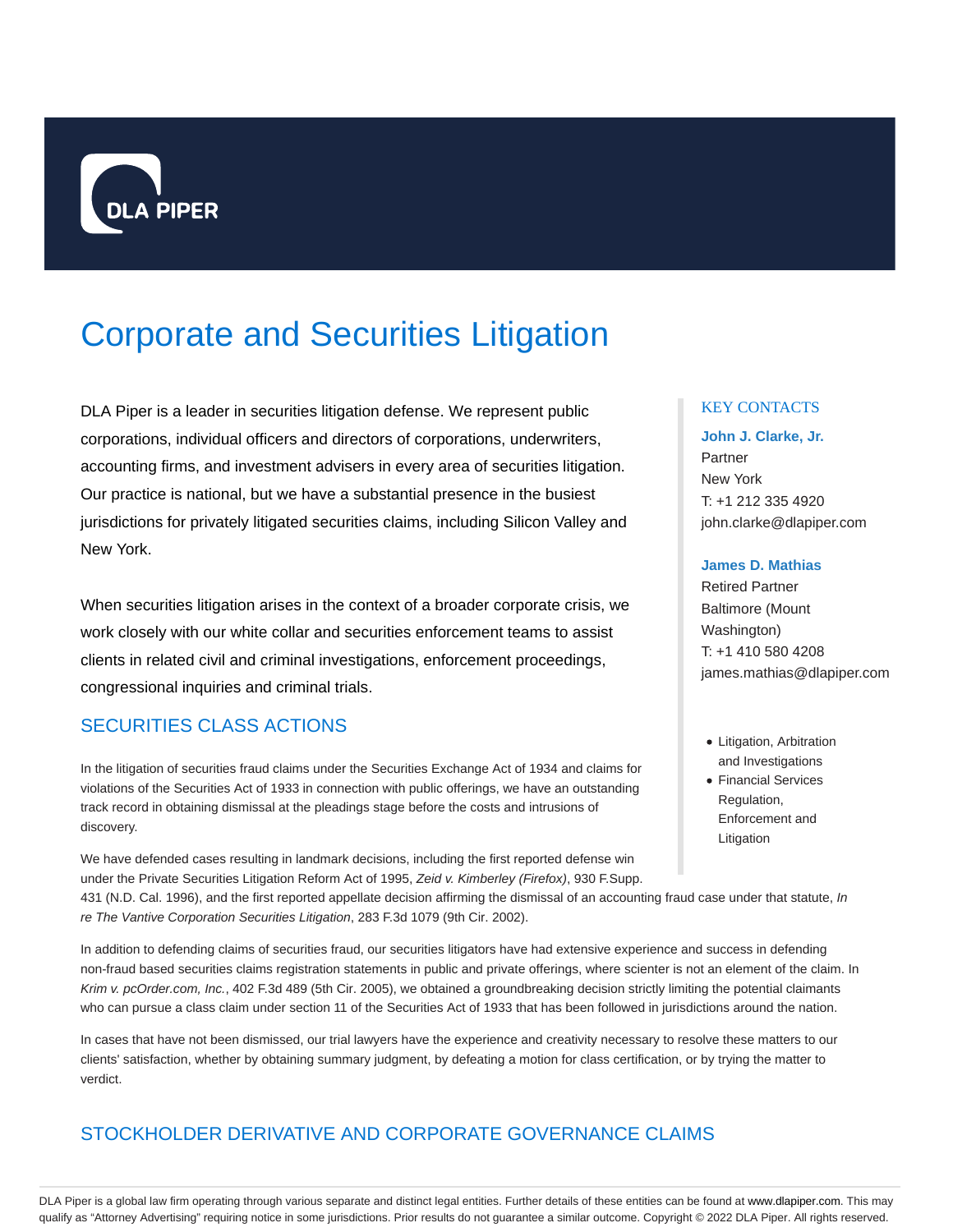# Corporate and Securities Litigation

DLA Piper is a leader in securities litigation defense. We represent public corporations, individual officers and directors of corporations, underwriters, accounting firms, and investment advisers in every area of securities litigation. Our practice is national, but we have a substantial presence in the busiest jurisdictions for privately litigated securities claims, including Silicon Valley and New York.

When securities litigation arises in the context of a broader corporate crisis, we work closely with our white collar and securities enforcement teams to assist clients in related civil and criminal investigations, enforcement proceedings, congressional inquiries and criminal trials.

KEY CONTACTS

**John J. Clarke, Jr.**
Partner
New York
T: +1 212 335 4920
john.clarke@dlapiper.com

**James D. Mathias**
Retired Partner
Baltimore (Mount Washington)
T: +1 410 580 4208
james.mathias@dlapiper.com

- Litigation, Arbitration and Investigations
- Financial Services Regulation, Enforcement and Litigation

## SECURITIES CLASS ACTIONS

In the litigation of securities fraud claims under the Securities Exchange Act of 1934 and claims for violations of the Securities Act of 1933 in connection with public offerings, we have an outstanding track record in obtaining dismissal at the pleadings stage before the costs and intrusions of discovery.

We have defended cases resulting in landmark decisions, including the first reported defense win under the Private Securities Litigation Reform Act of 1995, *Zeid v. Kimberley (Firefox)*, 930 F.Supp. 431 (N.D. Cal. 1996), and the first reported appellate decision affirming the dismissal of an accounting fraud case under that statute, *In re The Vantive Corporation Securities Litigation*, 283 F.3d 1079 (9th Cir. 2002).

In addition to defending claims of securities fraud, our securities litigators have had extensive experience and success in defending non-fraud based securities claims registration statements in public and private offerings, where scienter is not an element of the claim. In *Krim v. pcOrder.com, Inc.*, 402 F.3d 489 (5th Cir. 2005), we obtained a groundbreaking decision strictly limiting the potential claimants who can pursue a class claim under section 11 of the Securities Act of 1933 that has been followed in jurisdictions around the nation.

In cases that have not been dismissed, our trial lawyers have the experience and creativity necessary to resolve these matters to our clients' satisfaction, whether by obtaining summary judgment, by defeating a motion for class certification, or by trying the matter to verdict.

## STOCKHOLDER DERIVATIVE AND CORPORATE GOVERNANCE CLAIMS

DLA Piper is a global law firm operating through various separate and distinct legal entities. Further details of these entities can be found at www.dlapiper.com. This may qualify as "Attorney Advertising" requiring notice in some jurisdictions. Prior results do not guarantee a similar outcome. Copyright © 2022 DLA Piper. All rights reserved.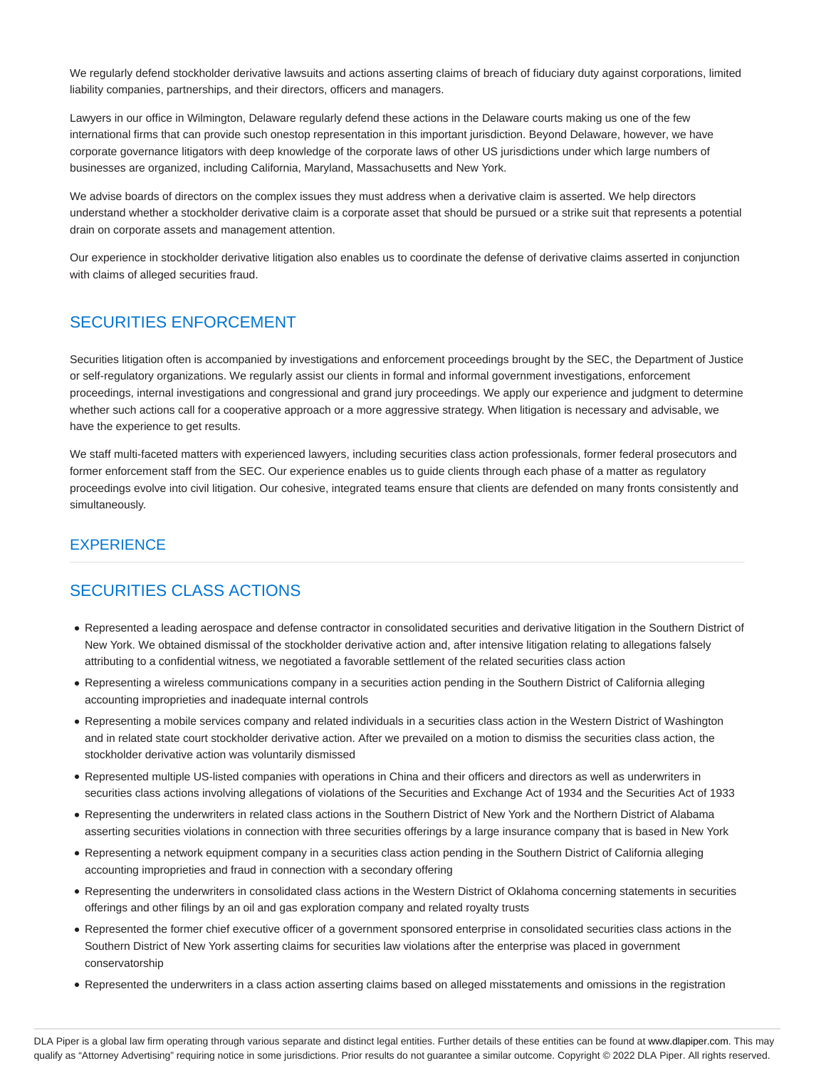We regularly defend stockholder derivative lawsuits and actions asserting claims of breach of fiduciary duty against corporations, limited liability companies, partnerships, and their directors, officers and managers.

Lawyers in our office in Wilmington, Delaware regularly defend these actions in the Delaware courts making us one of the few international firms that can provide such onestop representation in this important jurisdiction. Beyond Delaware, however, we have corporate governance litigators with deep knowledge of the corporate laws of other US jurisdictions under which large numbers of businesses are organized, including California, Maryland, Massachusetts and New York.

We advise boards of directors on the complex issues they must address when a derivative claim is asserted. We help directors understand whether a stockholder derivative claim is a corporate asset that should be pursued or a strike suit that represents a potential drain on corporate assets and management attention.

Our experience in stockholder derivative litigation also enables us to coordinate the defense of derivative claims asserted in conjunction with claims of alleged securities fraud.

## SECURITIES ENFORCEMENT

Securities litigation often is accompanied by investigations and enforcement proceedings brought by the SEC, the Department of Justice or self-regulatory organizations. We regularly assist our clients in formal and informal government investigations, enforcement proceedings, internal investigations and congressional and grand jury proceedings. We apply our experience and judgment to determine whether such actions call for a cooperative approach or a more aggressive strategy. When litigation is necessary and advisable, we have the experience to get results.

We staff multi-faceted matters with experienced lawyers, including securities class action professionals, former federal prosecutors and former enforcement staff from the SEC. Our experience enables us to guide clients through each phase of a matter as regulatory proceedings evolve into civil litigation. Our cohesive, integrated teams ensure that clients are defended on many fronts consistently and simultaneously.

## EXPERIENCE

## SECURITIES CLASS ACTIONS

- Represented a leading aerospace and defense contractor in consolidated securities and derivative litigation in the Southern District of New York. We obtained dismissal of the stockholder derivative action and, after intensive litigation relating to allegations falsely attributing to a confidential witness, we negotiated a favorable settlement of the related securities class action
- Representing a wireless communications company in a securities action pending in the Southern District of California alleging accounting improprieties and inadequate internal controls
- Representing a mobile services company and related individuals in a securities class action in the Western District of Washington and in related state court stockholder derivative action. After we prevailed on a motion to dismiss the securities class action, the stockholder derivative action was voluntarily dismissed
- Represented multiple US-listed companies with operations in China and their officers and directors as well as underwriters in securities class actions involving allegations of violations of the Securities and Exchange Act of 1934 and the Securities Act of 1933
- Representing the underwriters in related class actions in the Southern District of New York and the Northern District of Alabama asserting securities violations in connection with three securities offerings by a large insurance company that is based in New York
- Representing a network equipment company in a securities class action pending in the Southern District of California alleging accounting improprieties and fraud in connection with a secondary offering
- Representing the underwriters in consolidated class actions in the Western District of Oklahoma concerning statements in securities offerings and other filings by an oil and gas exploration company and related royalty trusts
- Represented the former chief executive officer of a government sponsored enterprise in consolidated securities class actions in the Southern District of New York asserting claims for securities law violations after the enterprise was placed in government conservatorship
- Represented the underwriters in a class action asserting claims based on alleged misstatements and omissions in the registration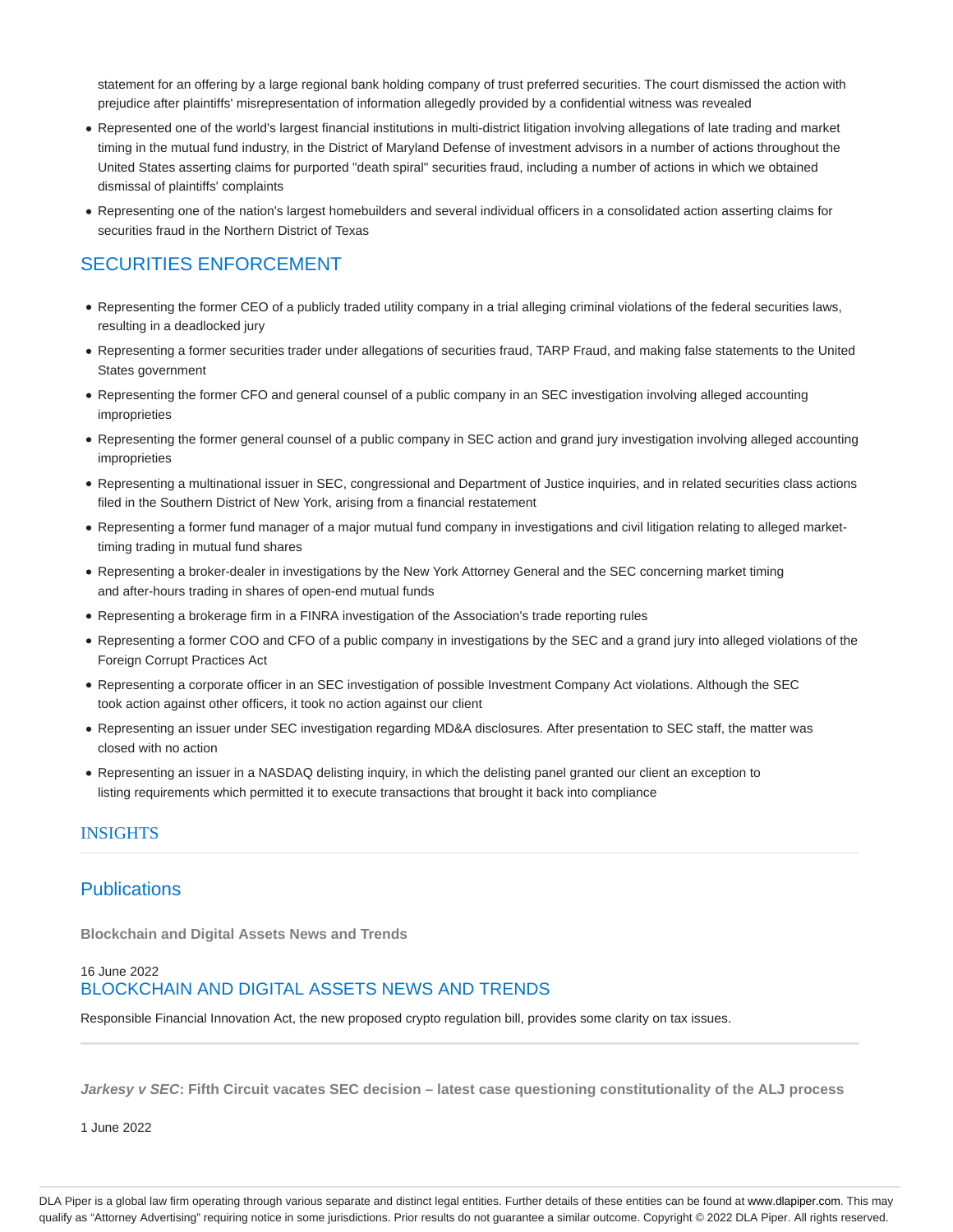statement for an offering by a large regional bank holding company of trust preferred securities. The court dismissed the action with prejudice after plaintiffs' misrepresentation of information allegedly provided by a confidential witness was revealed

- Represented one of the world's largest financial institutions in multi-district litigation involving allegations of late trading and market timing in the mutual fund industry, in the District of Maryland Defense of investment advisors in a number of actions throughout the United States asserting claims for purported "death spiral" securities fraud, including a number of actions in which we obtained dismissal of plaintiffs' complaints
- Representing one of the nation's largest homebuilders and several individual officers in a consolidated action asserting claims for securities fraud in the Northern District of Texas

## SECURITIES ENFORCEMENT

- Representing the former CEO of a publicly traded utility company in a trial alleging criminal violations of the federal securities laws, resulting in a deadlocked jury
- Representing a former securities trader under allegations of securities fraud, TARP Fraud, and making false statements to the United States government
- Representing the former CFO and general counsel of a public company in an SEC investigation involving alleged accounting improprieties
- Representing the former general counsel of a public company in SEC action and grand jury investigation involving alleged accounting improprieties
- Representing a multinational issuer in SEC, congressional and Department of Justice inquiries, and in related securities class actions filed in the Southern District of New York, arising from a financial restatement
- Representing a former fund manager of a major mutual fund company in investigations and civil litigation relating to alleged market-timing trading in mutual fund shares
- Representing a broker-dealer in investigations by the New York Attorney General and the SEC concerning market timing and after-hours trading in shares of open-end mutual funds
- Representing a brokerage firm in a FINRA investigation of the Association's trade reporting rules
- Representing a former COO and CFO of a public company in investigations by the SEC and a grand jury into alleged violations of the Foreign Corrupt Practices Act
- Representing a corporate officer in an SEC investigation of possible Investment Company Act violations. Although the SEC took action against other officers, it took no action against our client
- Representing an issuer under SEC investigation regarding MD&A disclosures. After presentation to SEC staff, the matter was closed with no action
- Representing an issuer in a NASDAQ delisting inquiry, in which the delisting panel granted our client an exception to listing requirements which permitted it to execute transactions that brought it back into compliance

## INSIGHTS

### Publications

**Blockchain and Digital Assets News and Trends**

16 June 2022

### BLOCKCHAIN AND DIGITAL ASSETS NEWS AND TRENDS

Responsible Financial Innovation Act, the new proposed crypto regulation bill, provides some clarity on tax issues.

---

***Jarkesy v SEC*: Fifth Circuit vacates SEC decision – latest case questioning constitutionality of the ALJ process**

1 June 2022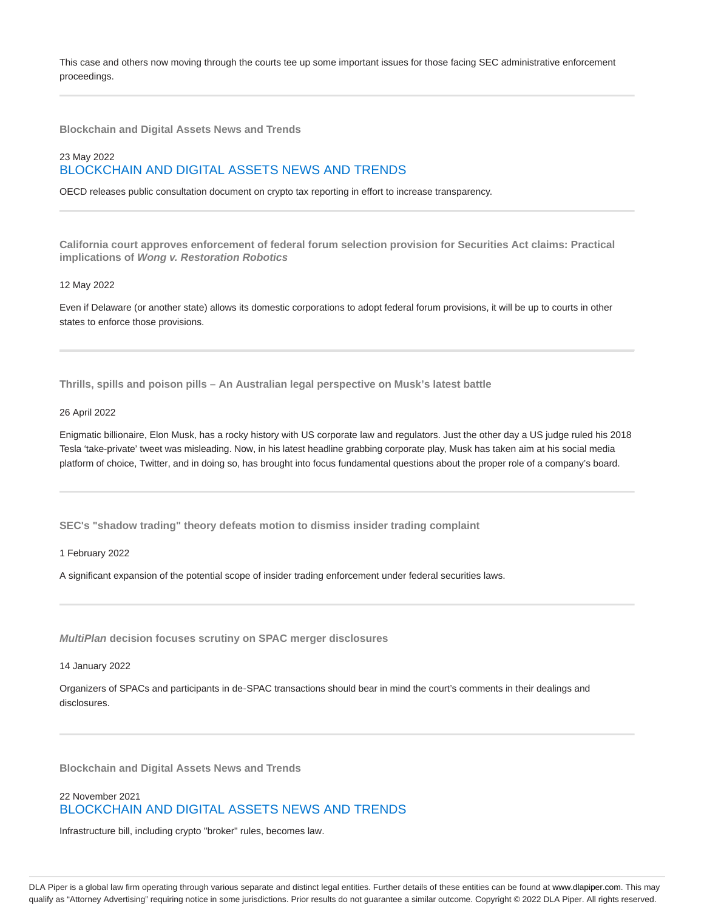This case and others now moving through the courts tee up some important issues for those facing SEC administrative enforcement proceedings.

---

**Blockchain and Digital Assets News and Trends**

23 May 2022

BLOCKCHAIN AND DIGITAL ASSETS NEWS AND TRENDS

OECD releases public consultation document on crypto tax reporting in effort to increase transparency.

---

**California court approves enforcement of federal forum selection provision for Securities Act claims: Practical implications of *Wong v. Restoration Robotics***

12 May 2022

Even if Delaware (or another state) allows its domestic corporations to adopt federal forum provisions, it will be up to courts in other states to enforce those provisions.

---

**Thrills, spills and poison pills – An Australian legal perspective on Musk's latest battle**

26 April 2022

Enigmatic billionaire, Elon Musk, has a rocky history with US corporate law and regulators. Just the other day a US judge ruled his 2018 Tesla 'take-private' tweet was misleading. Now, in his latest headline grabbing corporate play, Musk has taken aim at his social media platform of choice, Twitter, and in doing so, has brought into focus fundamental questions about the proper role of a company's board.

---

**SEC's "shadow trading" theory defeats motion to dismiss insider trading complaint**

1 February 2022

A significant expansion of the potential scope of insider trading enforcement under federal securities laws.

---

***MultiPlan* decision focuses scrutiny on SPAC merger disclosures**

14 January 2022

Organizers of SPACs and participants in de-SPAC transactions should bear in mind the court's comments in their dealings and disclosures.

---

**Blockchain and Digital Assets News and Trends**

22 November 2021

BLOCKCHAIN AND DIGITAL ASSETS NEWS AND TRENDS

Infrastructure bill, including crypto "broker" rules, becomes law.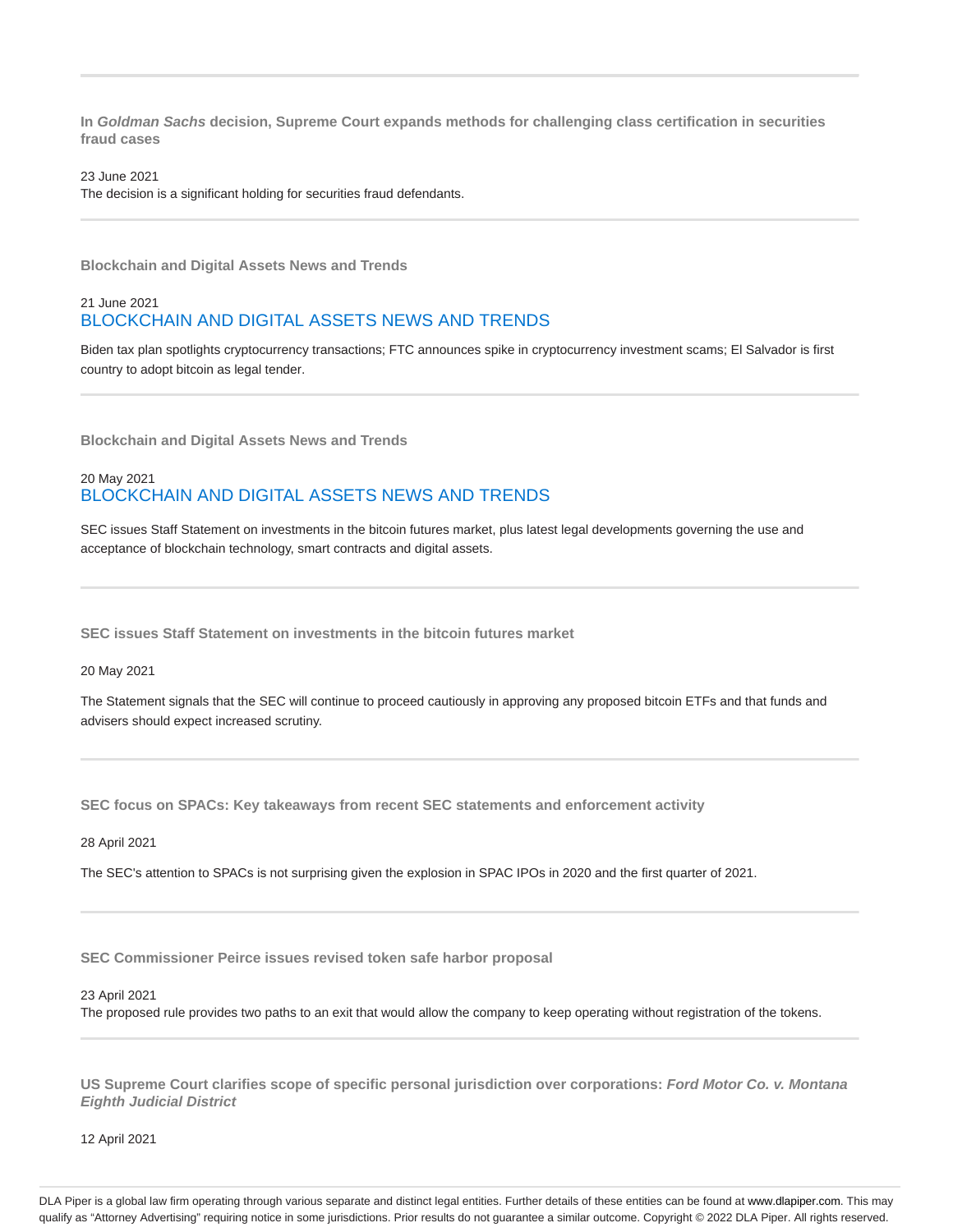---

**In *Goldman Sachs* decision, Supreme Court expands methods for challenging class certification in securities fraud cases**

23 June 2021

The decision is a significant holding for securities fraud defendants.

---

**Blockchain and Digital Assets News and Trends**

21 June 2021

BLOCKCHAIN AND DIGITAL ASSETS NEWS AND TRENDS

Biden tax plan spotlights cryptocurrency transactions; FTC announces spike in cryptocurrency investment scams; El Salvador is first country to adopt bitcoin as legal tender.

---

**Blockchain and Digital Assets News and Trends**

20 May 2021

BLOCKCHAIN AND DIGITAL ASSETS NEWS AND TRENDS

SEC issues Staff Statement on investments in the bitcoin futures market, plus latest legal developments governing the use and acceptance of blockchain technology, smart contracts and digital assets.

---

**SEC issues Staff Statement on investments in the bitcoin futures market**

20 May 2021

The Statement signals that the SEC will continue to proceed cautiously in approving any proposed bitcoin ETFs and that funds and advisers should expect increased scrutiny.

---

**SEC focus on SPACs: Key takeaways from recent SEC statements and enforcement activity**

28 April 2021

The SEC's attention to SPACs is not surprising given the explosion in SPAC IPOs in 2020 and the first quarter of 2021.

---

**SEC Commissioner Peirce issues revised token safe harbor proposal**

23 April 2021

The proposed rule provides two paths to an exit that would allow the company to keep operating without registration of the tokens.

---

**US Supreme Court clarifies scope of specific personal jurisdiction over corporations: *Ford Motor Co. v. Montana Eighth Judicial District***

12 April 2021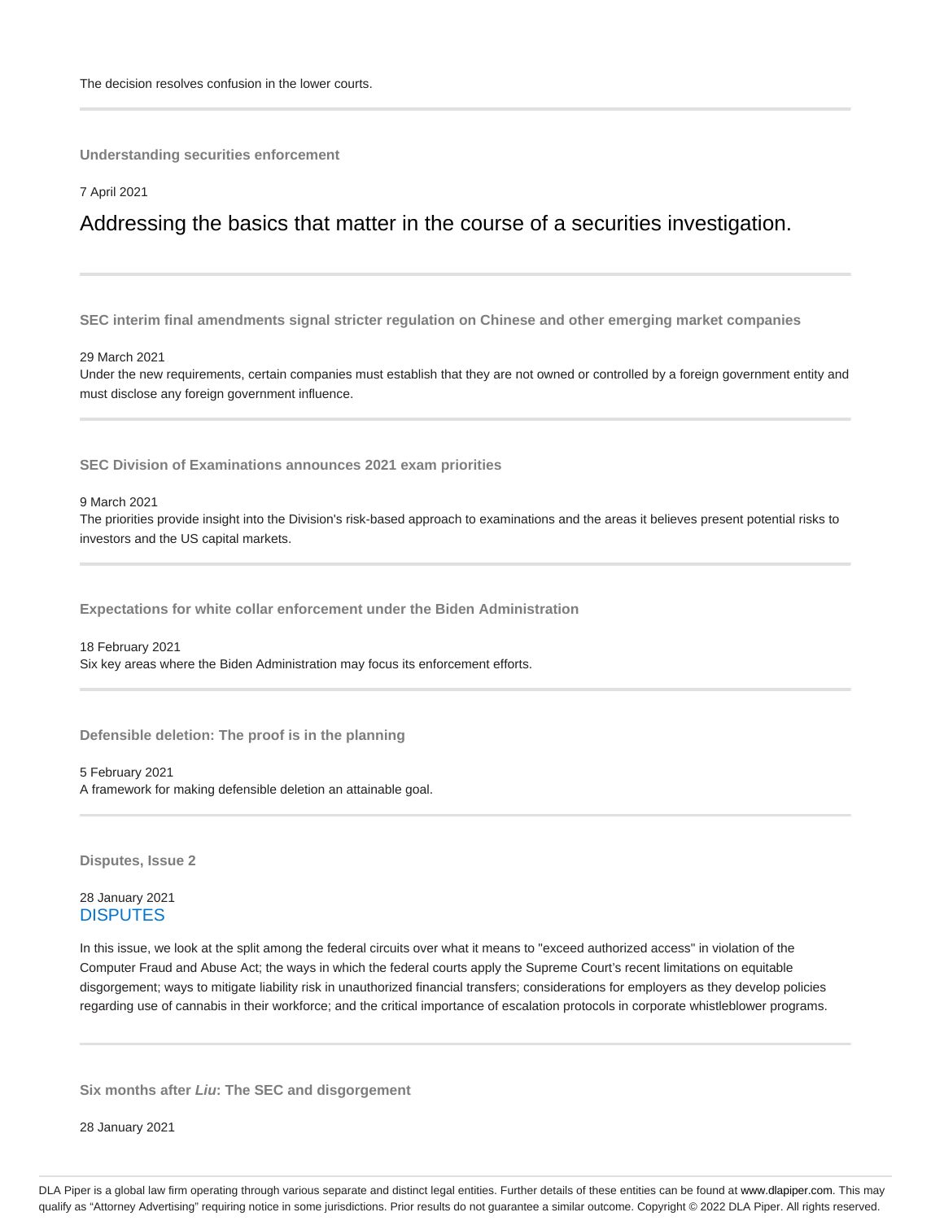The decision resolves confusion in the lower courts.

---

### Understanding securities enforcement

7 April 2021

## Addressing the basics that matter in the course of a securities investigation.

---

### SEC interim final amendments signal stricter regulation on Chinese and other emerging market companies

29 March 2021

Under the new requirements, certain companies must establish that they are not owned or controlled by a foreign government entity and must disclose any foreign government influence.

---

### SEC Division of Examinations announces 2021 exam priorities

9 March 2021

The priorities provide insight into the Division's risk-based approach to examinations and the areas it believes present potential risks to investors and the US capital markets.

---

### Expectations for white collar enforcement under the Biden Administration

18 February 2021

Six key areas where the Biden Administration may focus its enforcement efforts.

---

### Defensible deletion: The proof is in the planning

5 February 2021

A framework for making defensible deletion an attainable goal.

---

### Disputes, Issue 2

28 January 2021

DISPUTES

In this issue, we look at the split among the federal circuits over what it means to "exceed authorized access" in violation of the Computer Fraud and Abuse Act; the ways in which the federal courts apply the Supreme Court's recent limitations on equitable disgorgement; ways to mitigate liability risk in unauthorized financial transfers; considerations for employers as they develop policies regarding use of cannabis in their workforce; and the critical importance of escalation protocols in corporate whistleblower programs.

---

### Six months after *Liu*: The SEC and disgorgement

28 January 2021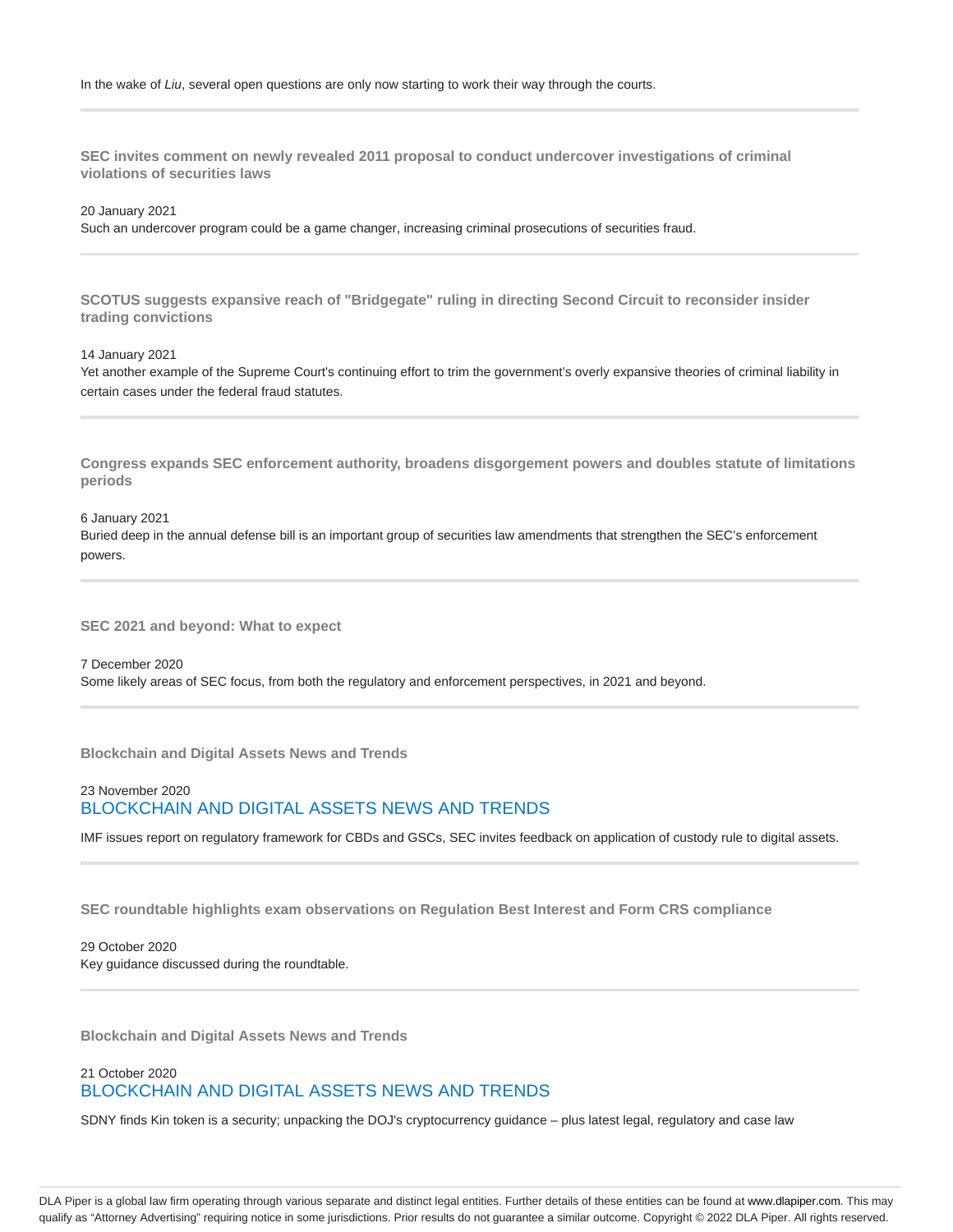In the wake of *Liu*, several open questions are only now starting to work their way through the courts.

---

### SEC invites comment on newly revealed 2011 proposal to conduct undercover investigations of criminal violations of securities laws

20 January 2021
Such an undercover program could be a game changer, increasing criminal prosecutions of securities fraud.

---

### SCOTUS suggests expansive reach of "Bridgegate" ruling in directing Second Circuit to reconsider insider trading convictions

14 January 2021
Yet another example of the Supreme Court's continuing effort to trim the government's overly expansive theories of criminal liability in certain cases under the federal fraud statutes.

---

### Congress expands SEC enforcement authority, broadens disgorgement powers and doubles statute of limitations periods

6 January 2021
Buried deep in the annual defense bill is an important group of securities law amendments that strengthen the SEC's enforcement powers.

---

### SEC 2021 and beyond: What to expect

7 December 2020
Some likely areas of SEC focus, from both the regulatory and enforcement perspectives, in 2021 and beyond.

---

### Blockchain and Digital Assets News and Trends

23 November 2020
BLOCKCHAIN AND DIGITAL ASSETS NEWS AND TRENDS

IMF issues report on regulatory framework for CBDs and GSCs, SEC invites feedback on application of custody rule to digital assets.

---

### SEC roundtable highlights exam observations on Regulation Best Interest and Form CRS compliance

29 October 2020
Key guidance discussed during the roundtable.

---

### Blockchain and Digital Assets News and Trends

21 October 2020
BLOCKCHAIN AND DIGITAL ASSETS NEWS AND TRENDS

SDNY finds Kin token is a security; unpacking the DOJ's cryptocurrency guidance – plus latest legal, regulatory and case law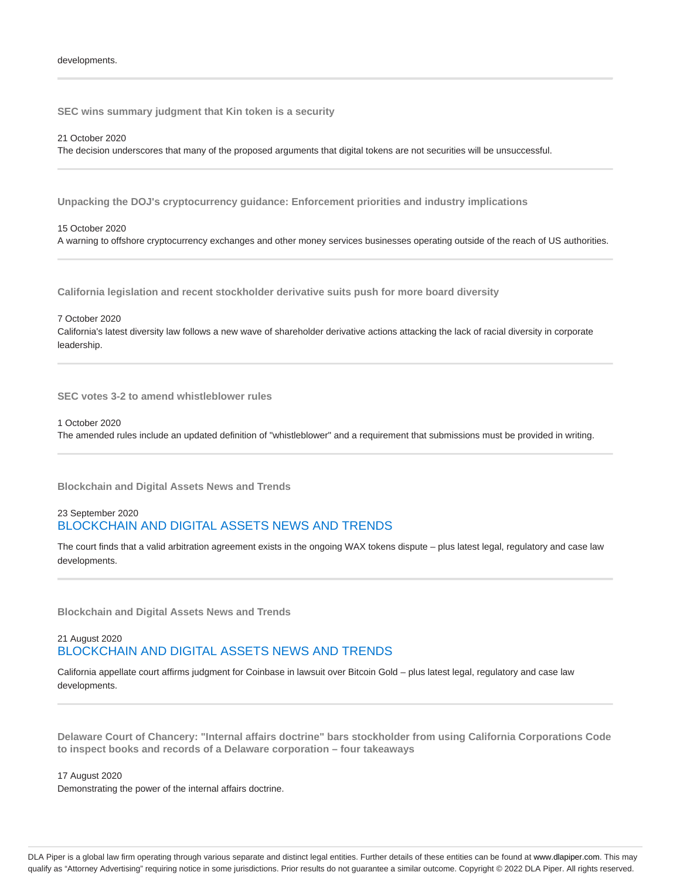developments.

---

### SEC wins summary judgment that Kin token is a security

21 October 2020
The decision underscores that many of the proposed arguments that digital tokens are not securities will be unsuccessful.

---

### Unpacking the DOJ's cryptocurrency guidance: Enforcement priorities and industry implications

15 October 2020
A warning to offshore cryptocurrency exchanges and other money services businesses operating outside of the reach of US authorities.

---

### California legislation and recent stockholder derivative suits push for more board diversity

7 October 2020
California's latest diversity law follows a new wave of shareholder derivative actions attacking the lack of racial diversity in corporate leadership.

---

### SEC votes 3-2 to amend whistleblower rules

1 October 2020
The amended rules include an updated definition of "whistleblower" and a requirement that submissions must be provided in writing.

---

### Blockchain and Digital Assets News and Trends

23 September 2020
BLOCKCHAIN AND DIGITAL ASSETS NEWS AND TRENDS

The court finds that a valid arbitration agreement exists in the ongoing WAX tokens dispute – plus latest legal, regulatory and case law developments.

---

### Blockchain and Digital Assets News and Trends

21 August 2020
BLOCKCHAIN AND DIGITAL ASSETS NEWS AND TRENDS

California appellate court affirms judgment for Coinbase in lawsuit over Bitcoin Gold – plus latest legal, regulatory and case law developments.

---

### Delaware Court of Chancery: "Internal affairs doctrine" bars stockholder from using California Corporations Code to inspect books and records of a Delaware corporation – four takeaways

17 August 2020
Demonstrating the power of the internal affairs doctrine.

DLA Piper is a global law firm operating through various separate and distinct legal entities. Further details of these entities can be found at www.dlapiper.com. This may qualify as "Attorney Advertising" requiring notice in some jurisdictions. Prior results do not guarantee a similar outcome. Copyright © 2022 DLA Piper. All rights reserved.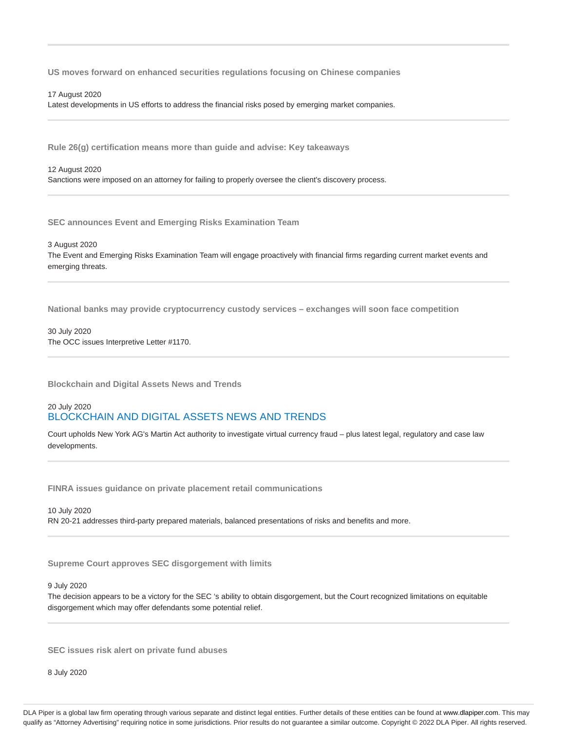**US moves forward on enhanced securities regulations focusing on Chinese companies**

17 August 2020

Latest developments in US efforts to address the financial risks posed by emerging market companies.

---

**Rule 26(g) certification means more than guide and advise: Key takeaways**

12 August 2020

Sanctions were imposed on an attorney for failing to properly oversee the client's discovery process.

---

**SEC announces Event and Emerging Risks Examination Team**

3 August 2020

The Event and Emerging Risks Examination Team will engage proactively with financial firms regarding current market events and emerging threats.

---

**National banks may provide cryptocurrency custody services – exchanges will soon face competition**

30 July 2020

The OCC issues Interpretive Letter #1170.

---

**Blockchain and Digital Assets News and Trends**

20 July 2020

BLOCKCHAIN AND DIGITAL ASSETS NEWS AND TRENDS

Court upholds New York AG's Martin Act authority to investigate virtual currency fraud – plus latest legal, regulatory and case law developments.

---

**FINRA issues guidance on private placement retail communications**

10 July 2020

RN 20-21 addresses third-party prepared materials, balanced presentations of risks and benefits and more.

---

**Supreme Court approves SEC disgorgement with limits**

9 July 2020

The decision appears to be a victory for the SEC 's ability to obtain disgorgement, but the Court recognized limitations on equitable disgorgement which may offer defendants some potential relief.

---

**SEC issues risk alert on private fund abuses**

8 July 2020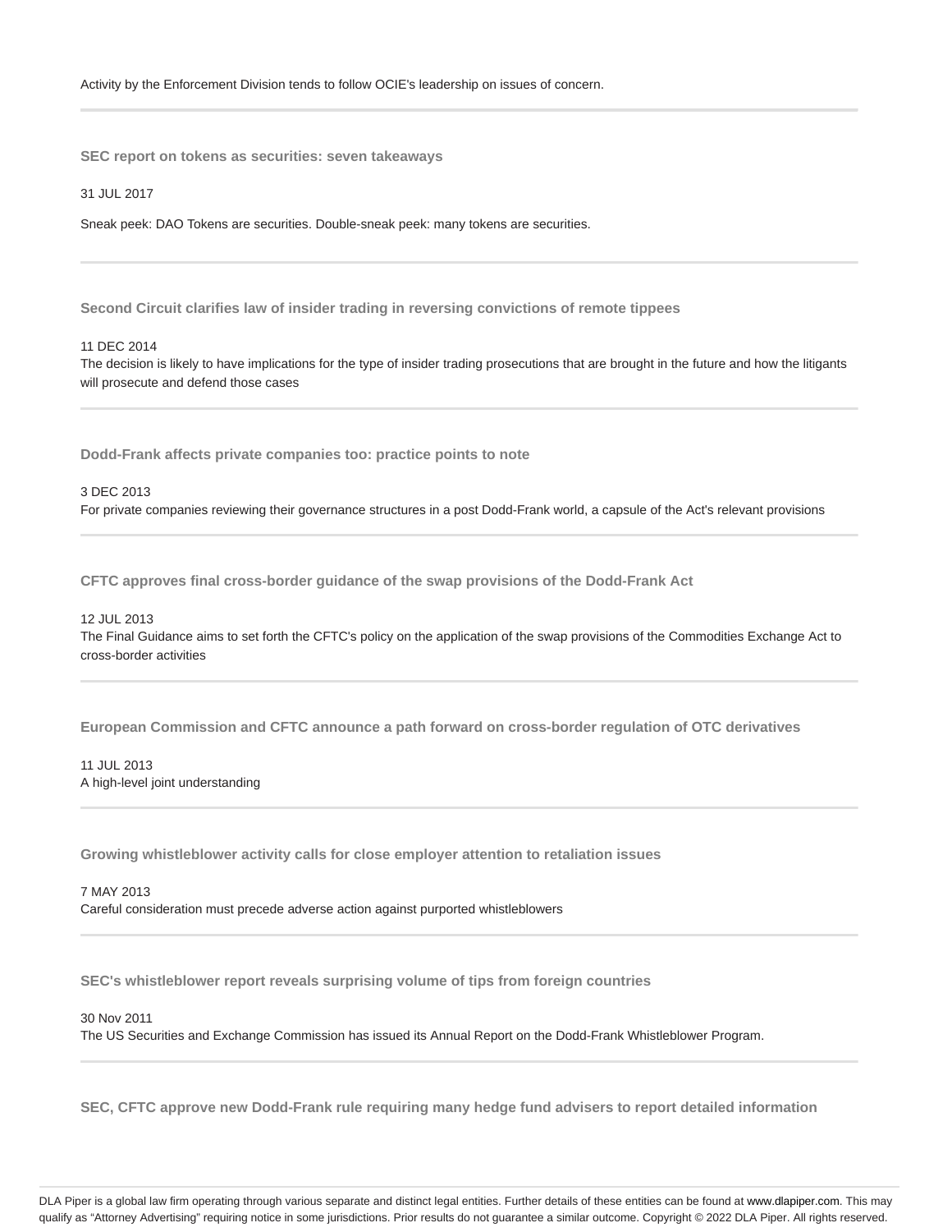Activity by the Enforcement Division tends to follow OCIE's leadership on issues of concern.

---

**SEC report on tokens as securities: seven takeaways**

31 JUL 2017

Sneak peek: DAO Tokens are securities. Double-sneak peek: many tokens are securities.

---

**Second Circuit clarifies law of insider trading in reversing convictions of remote tippees**

11 DEC 2014

The decision is likely to have implications for the type of insider trading prosecutions that are brought in the future and how the litigants will prosecute and defend those cases

---

**Dodd-Frank affects private companies too: practice points to note**

3 DEC 2013

For private companies reviewing their governance structures in a post Dodd-Frank world, a capsule of the Act's relevant provisions

---

**CFTC approves final cross-border guidance of the swap provisions of the Dodd-Frank Act**

12 JUL 2013

The Final Guidance aims to set forth the CFTC's policy on the application of the swap provisions of the Commodities Exchange Act to cross-border activities

---

**European Commission and CFTC announce a path forward on cross-border regulation of OTC derivatives**

11 JUL 2013

A high-level joint understanding

---

**Growing whistleblower activity calls for close employer attention to retaliation issues**

7 MAY 2013

Careful consideration must precede adverse action against purported whistleblowers

---

**SEC's whistleblower report reveals surprising volume of tips from foreign countries**

30 Nov 2011

The US Securities and Exchange Commission has issued its Annual Report on the Dodd-Frank Whistleblower Program.

---

**SEC, CFTC approve new Dodd-Frank rule requiring many hedge fund advisers to report detailed information**

DLA Piper is a global law firm operating through various separate and distinct legal entities. Further details of these entities can be found at www.dlapiper.com. This may qualify as "Attorney Advertising" requiring notice in some jurisdictions. Prior results do not guarantee a similar outcome. Copyright © 2022 DLA Piper. All rights reserved.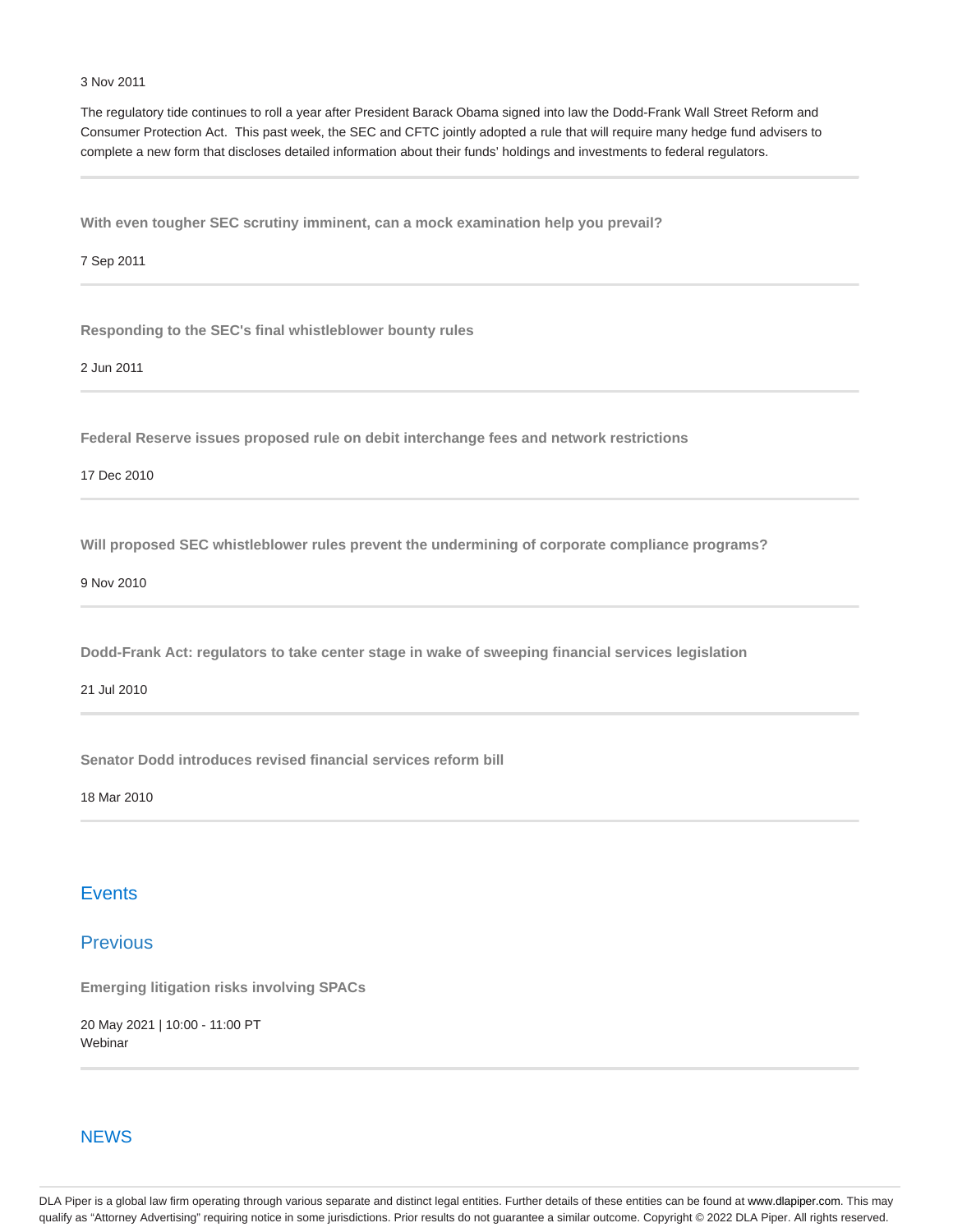3 Nov 2011

The regulatory tide continues to roll a year after President Barack Obama signed into law the Dodd-Frank Wall Street Reform and Consumer Protection Act.  This past week, the SEC and CFTC jointly adopted a rule that will require many hedge fund advisers to complete a new form that discloses detailed information about their funds' holdings and investments to federal regulators.

---

**With even tougher SEC scrutiny imminent, can a mock examination help you prevail?**

7 Sep 2011

---

**Responding to the SEC's final whistleblower bounty rules**

2 Jun 2011

---

**Federal Reserve issues proposed rule on debit interchange fees and network restrictions**

17 Dec 2010

---

**Will proposed SEC whistleblower rules prevent the undermining of corporate compliance programs?**

9 Nov 2010

---

**Dodd-Frank Act: regulators to take center stage in wake of sweeping financial services legislation**

21 Jul 2010

---

**Senator Dodd introduces revised financial services reform bill**

18 Mar 2010

---

## Events

## Previous

**Emerging litigation risks involving SPACs**

20 May 2021 | 10:00 - 11:00 PT
Webinar

---

## NEWS

DLA Piper is a global law firm operating through various separate and distinct legal entities. Further details of these entities can be found at www.dlapiper.com. This may qualify as "Attorney Advertising" requiring notice in some jurisdictions. Prior results do not guarantee a similar outcome. Copyright © 2022 DLA Piper. All rights reserved.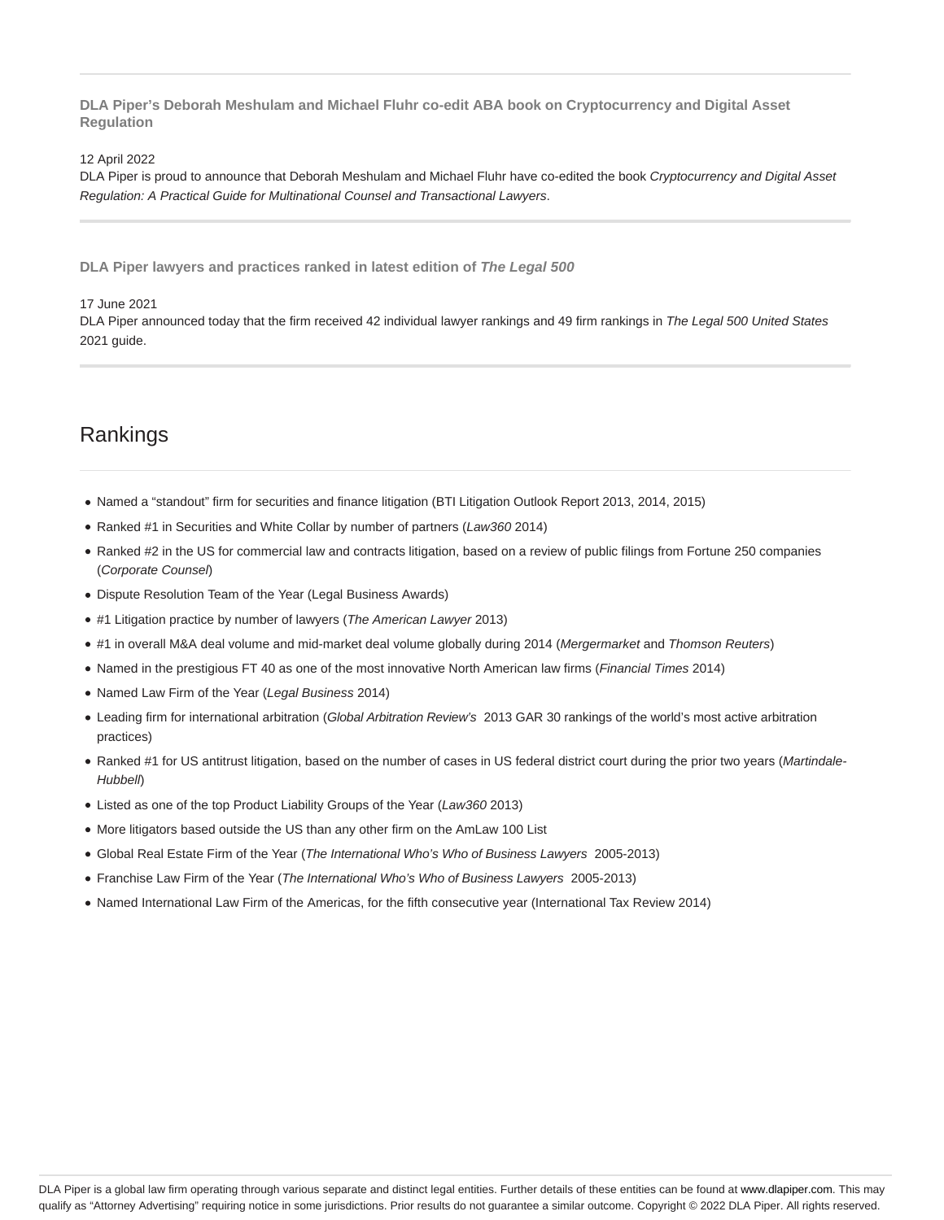**DLA Piper's Deborah Meshulam and Michael Fluhr co-edit ABA book on Cryptocurrency and Digital Asset Regulation**

12 April 2022

DLA Piper is proud to announce that Deborah Meshulam and Michael Fluhr have co-edited the book *Cryptocurrency and Digital Asset Regulation: A Practical Guide for Multinational Counsel and Transactional Lawyers*.

**DLA Piper lawyers and practices ranked in latest edition of *The Legal 500***

17 June 2021

DLA Piper announced today that the firm received 42 individual lawyer rankings and 49 firm rankings in *The Legal 500 United States* 2021 guide.

## Rankings

- Named a "standout" firm for securities and finance litigation (BTI Litigation Outlook Report 2013, 2014, 2015)
- Ranked #1 in Securities and White Collar by number of partners (*Law360* 2014)
- Ranked #2 in the US for commercial law and contracts litigation, based on a review of public filings from Fortune 250 companies (*Corporate Counsel*)
- Dispute Resolution Team of the Year (Legal Business Awards)
- #1 Litigation practice by number of lawyers (*The American Lawyer* 2013)
- #1 in overall M&A deal volume and mid-market deal volume globally during 2014 (*Mergermarket* and *Thomson Reuters*)
- Named in the prestigious FT 40 as one of the most innovative North American law firms (*Financial Times* 2014)
- Named Law Firm of the Year (*Legal Business* 2014)
- Leading firm for international arbitration (*Global Arbitration Review's* 2013 GAR 30 rankings of the world's most active arbitration practices)
- Ranked #1 for US antitrust litigation, based on the number of cases in US federal district court during the prior two years (*Martindale-Hubbell*)
- Listed as one of the top Product Liability Groups of the Year (*Law360* 2013)
- More litigators based outside the US than any other firm on the AmLaw 100 List
- Global Real Estate Firm of the Year (*The International Who's Who of Business Lawyers* 2005-2013)
- Franchise Law Firm of the Year (*The International Who's Who of Business Lawyers* 2005-2013)
- Named International Law Firm of the Americas, for the fifth consecutive year (International Tax Review 2014)

DLA Piper is a global law firm operating through various separate and distinct legal entities. Further details of these entities can be found at www.dlapiper.com. This may qualify as "Attorney Advertising" requiring notice in some jurisdictions. Prior results do not guarantee a similar outcome. Copyright © 2022 DLA Piper. All rights reserved.